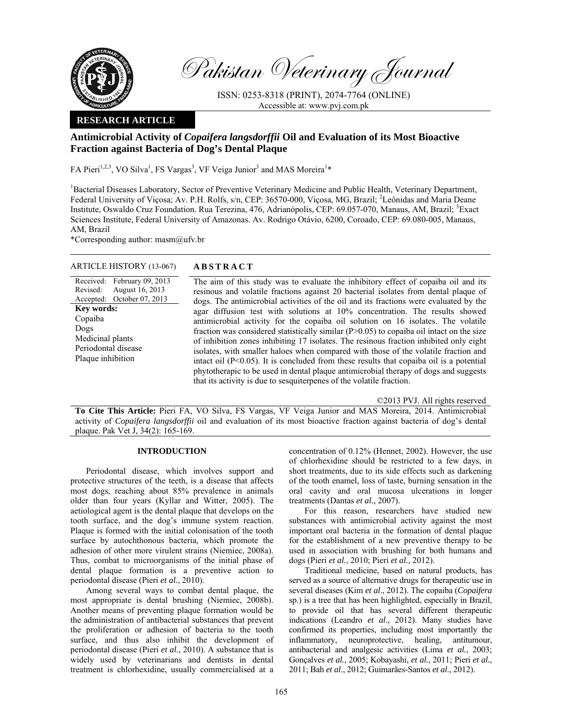**RESEARCH ARTICLE**

# Antimicrobial Activity of *Copaifera langsdorffii* Oil and Evaluation of its Most Bioactive Fraction against Bacteria of Dog's Dental Plaque

FA Pieri[1,2,3], VO Silva[1], FS Vargas[3], VF Veiga Junior[3] and MAS Moreira[1]*

[1]Bacterial Diseases Laboratory, Sector of Preventive Veterinary Medicine and Public Health, Veterinary Department, Federal University of Viçosa; Av. P.H. Rolfs, s/n, CEP: 36570-000, Viçosa, MG, Brazil; [2]Leônidas and Maria Deane Institute, Oswaldo Cruz Foundation. Rua Terezina, 476, Adrianópolis, CEP: 69.057-070, Manaus, AM, Brazil; [3]Exact Sciences Institute, Federal University of Amazonas. Av. Rodrigo Otávio, 6200, Coroado, CEP: 69.080-005, Manaus, AM, Brazil

*Corresponding author: masm@ufv.br

**ARTICLE HISTORY** (13-067)

Received: February 09, 2013
Revised: August 16, 2013
Accepted: October 07, 2013

**Key words:**
Copaiba
Dogs
Medicinal plants
Periodontal disease
Plaque inhibition

## ABSTRACT

The aim of this study was to evaluate the inhibitory effect of copaiba oil and its resinous and volatile fractions against 20 bacterial isolates from dental plaque of dogs. The antimicrobial activities of the oil and its fractions were evaluated by the agar diffusion test with solutions at 10% concentration. The results showed antimicrobial activity for the copaiba oil solution on 16 isolates. The volatile fraction was considered statistically similar ($P>0.05$) to copaiba oil intact on the size of inhibition zones inhibiting 17 isolates. The resinous fraction inhibited only eight isolates, with smaller haloes when compared with those of the volatile fraction and intact oil ($P<0.05$). It is concluded from these results that copaiba oil is a potential phytotherapic to be used in dental plaque antimicrobial therapy of dogs and suggests that its activity is due to sesquiterpenes of the volatile fraction.

©2013 PVJ. All rights reserved

**To Cite This Article:** Pieri FA, VO Silva, FS Vargas, VF Veiga Junior and MAS Moreira, 2014. Antimicrobial activity of *Copaifera langsdorffii* oil and evaluation of its most bioactive fraction against bacteria of dog's dental plaque. Pak Vet J, 34(2): 165-169.

## INTRODUCTION

Periodontal disease, which involves support and protective structures of the teeth, is a disease that affects most dogs, reaching about 85% prevalence in animals older than four years (Kyllar and Witter, 2005). The aetiological agent is the dental plaque that develops on the tooth surface, and the dog's immune system reaction. Plaque is formed with the initial colonisation of the tooth surface by autochthonous bacteria, which promote the adhesion of other more virulent strains (Niemiec, 2008a). Thus, combat to microorganisms of the initial phase of dental plaque formation is a preventive action to periodontal disease (Pieri *et al.*, 2010).

Among several ways to combat dental plaque, the most appropriate is dental brushing (Niemiec, 2008b). Another means of preventing plaque formation would be the administration of antibacterial substances that prevent the proliferation or adhesion of bacteria to the tooth surface, and thus also inhibit the development of periodontal disease (Pieri *et al.*, 2010). A substance that is widely used by veterinarians and dentists in dental treatment is chlorhexidine, usually commercialised at a concentration of 0.12% (Hennet, 2002). However, the use of chlorhexidine should be restricted to a few days, in short treatments, due to its side effects such as darkening of the tooth enamel, loss of taste, burning sensation in the oral cavity and oral mucosa ulcerations in longer treatments (Dantas *et al.*, 2007).

For this reason, researchers have studied new substances with antimicrobial activity against the most important oral bacteria in the formation of dental plaque for the establishment of a new preventive therapy to be used in association with brushing for both humans and dogs (Pieri *et al.*, 2010; Pieri *et al.*, 2012).

Traditional medicine, based on natural products, has served as a source of alternative drugs for therapeutic use in several diseases (Kim *et al*., 2012). The copaiba (*Copaifera* sp.) is a tree that has been highlighted, especially in Brazil, to provide oil that has several different therapeutic indications (Leandro *et al*., 2012). Many studies have confirmed its properties, including most importantly the inflammatory, neuroprotective, healing, antitumour, antibacterial and analgesic activities (Lima *et al.*, 2003; Gonçalves *et al.*, 2005; Kobayashi, *et al.*, 2011; Pieri *et al.*, 2011; Bah *et al*., 2012; Guimarães-Santos *et al*., 2012).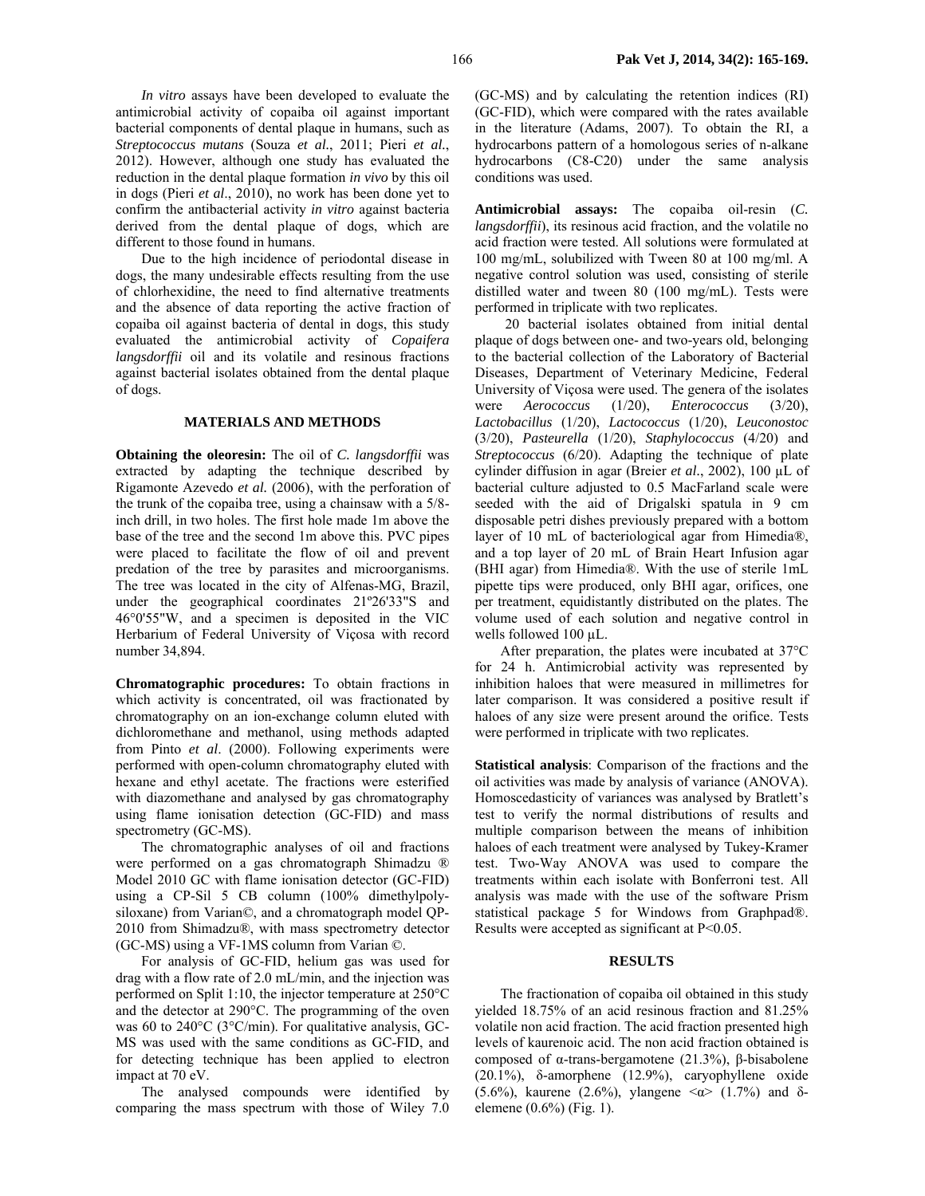*In vitro* assays have been developed to evaluate the antimicrobial activity of copaiba oil against important bacterial components of dental plaque in humans, such as *Streptococcus mutans* (Souza *et al.*, 2011; Pieri *et al.*, 2012). However, although one study has evaluated the reduction in the dental plaque formation *in vivo* by this oil in dogs (Pieri *et al*., 2010), no work has been done yet to confirm the antibacterial activity *in vitro* against bacteria derived from the dental plaque of dogs, which are different to those found in humans.

Due to the high incidence of periodontal disease in dogs, the many undesirable effects resulting from the use of chlorhexidine, the need to find alternative treatments and the absence of data reporting the active fraction of copaiba oil against bacteria of dental in dogs, this study evaluated the antimicrobial activity of *Copaifera langsdorffii* oil and its volatile and resinous fractions against bacterial isolates obtained from the dental plaque of dogs.

## MATERIALS AND METHODS

**Obtaining the oleoresin:** The oil of *C. langsdorffii* was extracted by adapting the technique described by Rigamonte Azevedo *et al.* (2006), with the perforation of the trunk of the copaiba tree, using a chainsaw with a 5/8-inch drill, in two holes. The first hole made 1m above the base of the tree and the second 1m above this. PVC pipes were placed to facilitate the flow of oil and prevent predation of the tree by parasites and microorganisms. The tree was located in the city of Alfenas-MG, Brazil, under the geographical coordinates 21º26'33"S and 46°0'55"W, and a specimen is deposited in the VIC Herbarium of Federal University of Viçosa with record number 34,894.

**Chromatographic procedures:** To obtain fractions in which activity is concentrated, oil was fractionated by chromatography on an ion-exchange column eluted with dichloromethane and methanol, using methods adapted from Pinto *et al*. (2000). Following experiments were performed with open-column chromatography eluted with hexane and ethyl acetate. The fractions were esterified with diazomethane and analysed by gas chromatography using flame ionisation detection (GC-FID) and mass spectrometry (GC-MS).

The chromatographic analyses of oil and fractions were performed on a gas chromatograph Shimadzu ® Model 2010 GC with flame ionisation detector (GC-FID) using a CP-Sil 5 CB column (100% dimethylpoly-siloxane) from Varian©, and a chromatograph model QP-2010 from Shimadzu®, with mass spectrometry detector (GC-MS) using a VF-1MS column from Varian ©.

For analysis of GC-FID, helium gas was used for drag with a flow rate of 2.0 mL/min, and the injection was performed on Split 1:10, the injector temperature at 250°C and the detector at 290°C. The programming of the oven was 60 to 240°C (3°C/min). For qualitative analysis, GC-MS was used with the same conditions as GC-FID, and for detecting technique has been applied to electron impact at 70 eV.

The analysed compounds were identified by comparing the mass spectrum with those of Wiley 7.0 (GC-MS) and by calculating the retention indices (RI) (GC-FID), which were compared with the rates available in the literature (Adams, 2007). To obtain the RI, a hydrocarbons pattern of a homologous series of n-alkane hydrocarbons (C8-C20) under the same analysis conditions was used.

**Antimicrobial assays:** The copaiba oil-resin (*C. langsdorffii*), its resinous acid fraction, and the volatile no acid fraction were tested. All solutions were formulated at 100 mg/mL, solubilized with Tween 80 at 100 mg/ml. A negative control solution was used, consisting of sterile distilled water and tween 80 (100 mg/mL). Tests were performed in triplicate with two replicates.

20 bacterial isolates obtained from initial dental plaque of dogs between one- and two-years old, belonging to the bacterial collection of the Laboratory of Bacterial Diseases, Department of Veterinary Medicine, Federal University of Viçosa were used. The genera of the isolates were *Aerococcus* (1/20), *Enterococcus* (3/20), *Lactobacillus* (1/20), *Lactococcus* (1/20), *Leuconostoc* (3/20), *Pasteurella* (1/20), *Staphylococcus* (4/20) and *Streptococcus* (6/20). Adapting the technique of plate cylinder diffusion in agar (Breier *et al*., 2002), 100 µL of bacterial culture adjusted to 0.5 MacFarland scale were seeded with the aid of Drigalski spatula in 9 cm disposable petri dishes previously prepared with a bottom layer of 10 mL of bacteriological agar from Himedia®, and a top layer of 20 mL of Brain Heart Infusion agar (BHI agar) from Himedia®. With the use of sterile 1mL pipette tips were produced, only BHI agar, orifices, one per treatment, equidistantly distributed on the plates. The volume used of each solution and negative control in wells followed 100 µL.

After preparation, the plates were incubated at 37°C for 24 h. Antimicrobial activity was represented by inhibition haloes that were measured in millimetres for later comparison. It was considered a positive result if haloes of any size were present around the orifice. Tests were performed in triplicate with two replicates.

**Statistical analysis**: Comparison of the fractions and the oil activities was made by analysis of variance (ANOVA). Homoscedasticity of variances was analysed by Bratlett's test to verify the normal distributions of results and multiple comparison between the means of inhibition haloes of each treatment were analysed by Tukey-Kramer test. Two-Way ANOVA was used to compare the treatments within each isolate with Bonferroni test. All analysis was made with the use of the software Prism statistical package 5 for Windows from Graphpad®. Results were accepted as significant at $P<0.05$.

## RESULTS

The fractionation of copaiba oil obtained in this study yielded 18.75% of an acid resinous fraction and 81.25% volatile non acid fraction. The acid fraction presented high levels of kaurenoic acid. The non acid fraction obtained is composed of α-trans-bergamotene (21.3%), β-bisabolene (20.1%), δ-amorphene (12.9%), caryophyllene oxide (5.6%), kaurene (2.6%), ylangene <α> (1.7%) and δ-elemene (0.6%) (Fig. 1).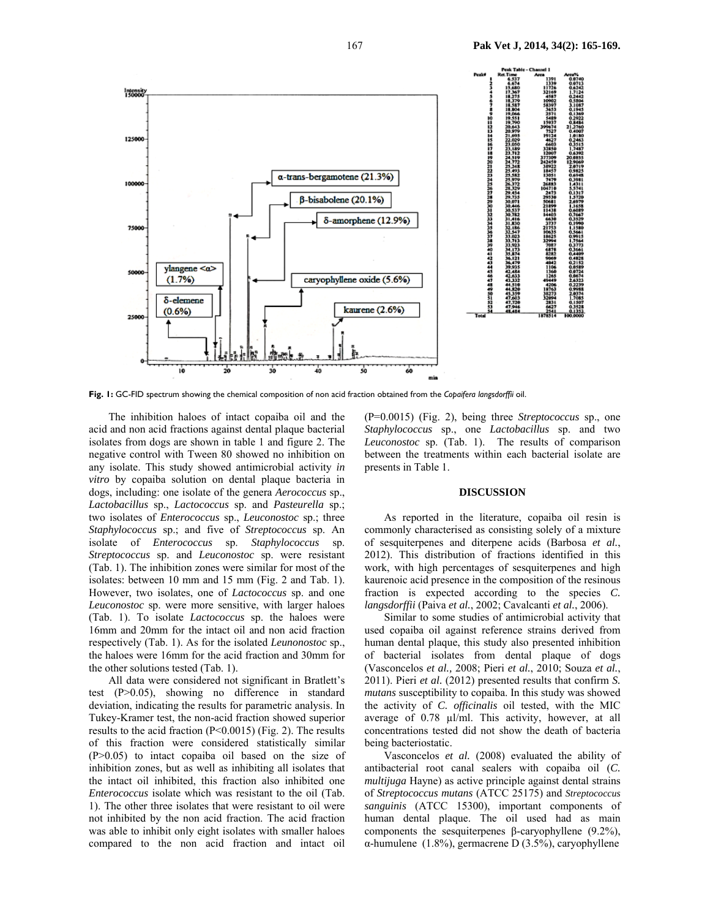Fig. 1: GC-FID spectrum showing the chemical composition of non acid fraction obtained from the *Copaifera langsdorffii* oil.

The inhibition haloes of intact copaiba oil and the acid and non acid fractions against dental plaque bacterial isolates from dogs are shown in table 1 and figure 2. The negative control with Tween 80 showed no inhibition on any isolate. This study showed antimicrobial activity *in vitro* by copaiba solution on dental plaque bacteria in dogs, including: one isolate of the genera *Aerococcus* sp., *Lactobacillus* sp., *Lactococcus* sp. and *Pasteurella* sp.; two isolates of *Enterococcus* sp., *Leuconostoc* sp.; three *Staphylococcus* sp.; and five of *Streptococcus* sp. An isolate of *Enterococcus* sp. *Staphylococcus* sp. *Streptococcus* sp. and *Leuconostoc* sp. were resistant (Tab. 1). The inhibition zones were similar for most of the isolates: between 10 mm and 15 mm (Fig. 2 and Tab. 1). However, two isolates, one of *Lactococcus* sp. and one *Leuconostoc* sp. were more sensitive, with larger haloes (Tab. 1). To isolate *Lactococcus* sp. the haloes were 16mm and 20mm for the intact oil and non acid fraction respectively (Tab. 1). As for the isolated *Leunonostoc* sp., the haloes were 16mm for the acid fraction and 30mm for the other solutions tested (Tab. 1).

All data were considered not significant in Bratlett's test ($P>0.05$), showing no difference in standard deviation, indicating the results for parametric analysis. In Tukey-Kramer test, the non-acid fraction showed superior results to the acid fraction ($P<0.0015$) (Fig. 2). The results of this fraction were considered statistically similar ($P>0.05$) to intact copaiba oil based on the size of inhibition zones, but as well as inhibiting all isolates that the intact oil inhibited, this fraction also inhibited one *Enterococcus* isolate which was resistant to the oil (Tab. 1). The other three isolates that were resistant to oil were not inhibited by the non acid fraction. The acid fraction was able to inhibit only eight isolates with smaller haloes compared to the non acid fraction and intact oil ($P=0.0015$) (Fig. 2), being three *Streptococcus* sp., one *Staphylococcus* sp., one *Lactobacillus* sp. and two *Leuconostoc* sp. (Tab. 1). The results of comparison between the treatments within each bacterial isolate are presents in Table 1.

## DISCUSSION

As reported in the literature, copaiba oil resin is commonly characterised as consisting solely of a mixture of sesquiterpenes and diterpene acids (Barbosa *et al.*, 2012). This distribution of fractions identified in this work, with high percentages of sesquiterpenes and high kaurenoic acid presence in the composition of the resinous fraction is expected according to the species *C. langsdorffii* (Paiva *et al.*, 2002; Cavalcanti *et al.*, 2006).

Similar to some studies of antimicrobial activity that used copaiba oil against reference strains derived from human dental plaque, this study also presented inhibition of bacterial isolates from dental plaque of dogs (Vasconcelos *et al.,* 2008; Pieri *et al.*, 2010; Souza *et al.*, 2011). Pieri *et al.* (2012) presented results that confirm *S. mutans* susceptibility to copaiba. In this study was showed the activity of *C. officinalis* oil tested, with the MIC average of 0.78 μl/ml. This activity, however, at all concentrations tested did not show the death of bacteria being bacteriostatic.

Vasconcelos *et al.* (2008) evaluated the ability of antibacterial root canal sealers with copaiba oil (*C. multijuga* Hayne) as active principle against dental strains of *Streptococcus mutans* (ATCC 25175) and *Streptococcus sanguinis* (ATCC 15300), important components of human dental plaque. The oil used had as main components the sesquiterpenes β-caryophyllene (9.2%), α-humulene (1.8%), germacrene D (3.5%), caryophyllene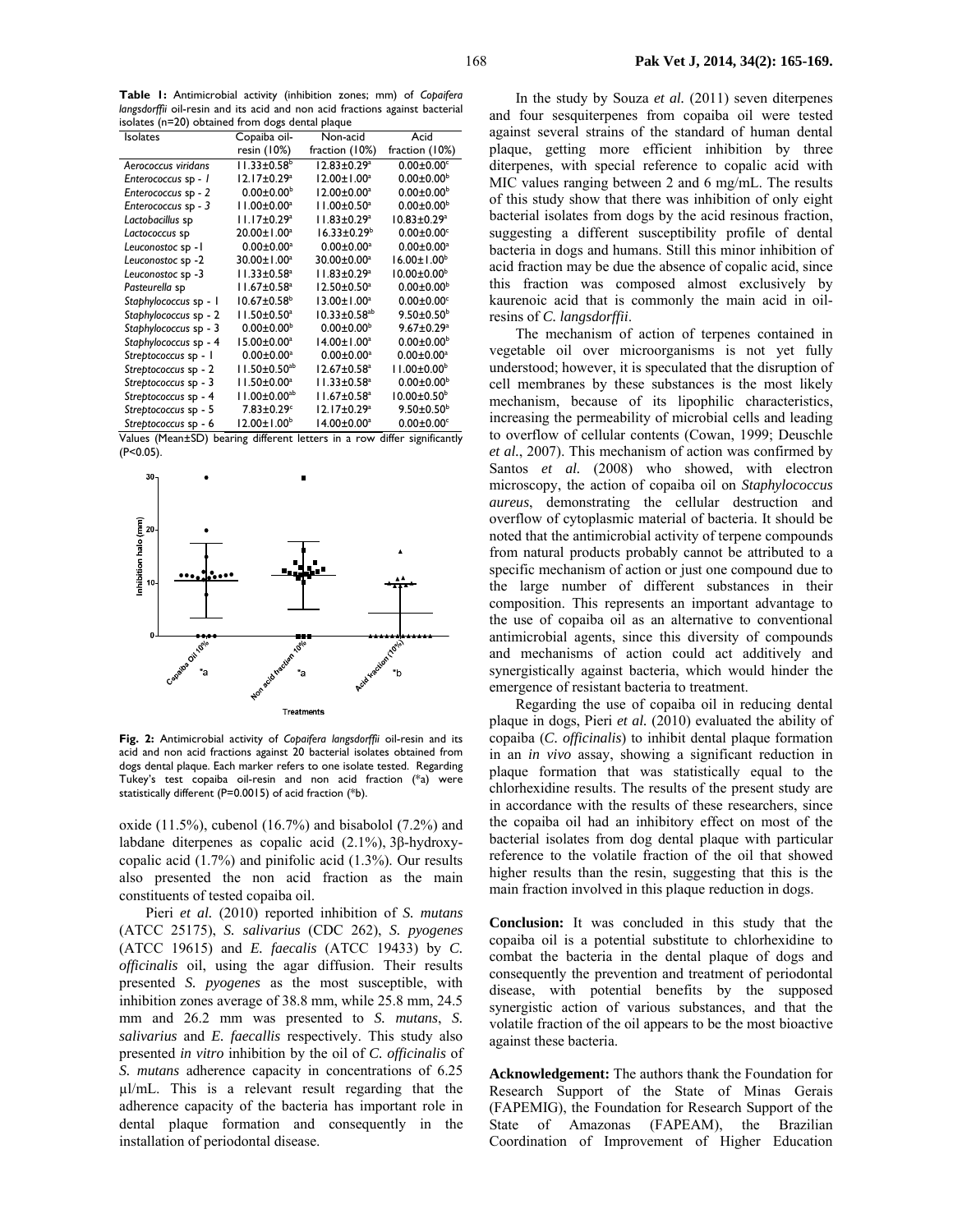**Table 1:** Antimicrobial activity (inhibition zones; mm) of *Copaifera langsdorffii* oil-resin and its acid and non acid fractions against bacterial isolates (n=20) obtained from dogs dental plaque

| Isolates | Copaiba oil-resin (10%) | Non-acid fraction (10%) | Acid fraction (10%) |
|---|---|---|---|
| *Aerococcus viridans* | 11.33±0.58[b] | 12.83±0.29[a] | 0.00±0.00[c] |
| *Enterococcus* sp - 1 | 12.17±0.29[a] | 12.00±1.00[a] | 0.00±0.00[b] |
| *Enterococcus* sp - 2 | 0.00±0.00[b] | 12.00±0.00[a] | 0.00±0.00[b] |
| *Enterococcus* sp - 3 | 11.00±0.00[a] | 11.00±0.50[a] | 0.00±0.00[b] |
| *Lactobacillus* sp | 11.17±0.29[a] | 11.83±0.29[a] | 10.83±0.29[a] |
| *Lactococcus* sp | 20.00±1.00[a] | 16.33±0.29[b] | 0.00±0.00[c] |
| *Leuconostoc* sp -1 | 0.00±0.00[a] | 0.00±0.00[a] | 0.00±0.00[a] |
| *Leuconostoc* sp -2 | 30.00±1.00[a] | 30.00±0.00[a] | 16.00±1.00[b] |
| *Leuconostoc* sp -3 | 11.33±0.58[a] | 11.83±0.29[a] | 10.00±0.00[b] |
| *Pasteurella* sp | 11.67±0.58[a] | 12.50±0.50[a] | 0.00±0.00[b] |
| *Staphylococcus* sp - 1 | 10.67±0.58[b] | 13.00±1.00[a] | 0.00±0.00[c] |
| *Staphylococcus* sp - 2 | 11.50±0.50[a] | 10.33±0.58[ab] | 9.50±0.50[b] |
| *Staphylococcus* sp - 3 | 0.00±0.00[b] | 0.00±0.00[b] | 9.67±0.29[a] |
| *Staphylococcus* sp - 4 | 15.00±0.00[a] | 14.00±1.00[a] | 0.00±0.00[b] |
| *Streptococcus* sp - 1 | 0.00±0.00[a] | 0.00±0.00[a] | 0.00±0.00[a] |
| *Streptococcus* sp - 2 | 11.50±0.50[ab] | 12.67±0.58[a] | 11.00±0.00[b] |
| *Streptococcus* sp - 3 | 11.50±0.00[a] | 11.33±0.58[a] | 0.00±0.00[b] |
| *Streptococcus* sp - 4 | 11.00±0.00[ab] | 11.67±0.58[a] | 10.00±0.50[b] |
| *Streptococcus* sp - 5 | 7.83±0.29[c] | 12.17±0.29[a] | 9.50±0.50[b] |
| *Streptococcus* sp - 6 | 12.00±1.00[b] | 14.00±0.00[a] | 0.00±0.00[c] |

Values (Mean±SD) bearing different letters in a row differ significantly ($P<0.05$).

**Fig. 2:** Antimicrobial activity of *Copaifera langsdorffii* oil-resin and its acid and non acid fractions against 20 bacterial isolates obtained from dogs dental plaque. Each marker refers to one isolate tested. Regarding Tukey's test copaiba oil-resin and non acid fraction (*a) were statistically different ($P=0.0015$) of acid fraction (*b).

oxide (11.5%), cubenol (16.7%) and bisabolol (7.2%) and labdane diterpenes as copalic acid (2.1%), 3β-hydroxy-copalic acid (1.7%) and pinifolic acid (1.3%). Our results also presented the non acid fraction as the main constituents of tested copaiba oil.

Pieri *et al.* (2010) reported inhibition of *S. mutans* (ATCC 25175), *S. salivarius* (CDC 262), *S. pyogenes* (ATCC 19615) and *E. faecalis* (ATCC 19433) by *C. officinalis* oil, using the agar diffusion. Their results presented *S. pyogenes* as the most susceptible, with inhibition zones average of 38.8 mm, while 25.8 mm, 24.5 mm and 26.2 mm was presented to *S. mutans*, *S. salivarius* and *E. faecallis* respectively. This study also presented *in vitro* inhibition by the oil of *C. officinalis* of *S. mutans* adherence capacity in concentrations of 6.25 µl/mL. This is a relevant result regarding that the adherence capacity of the bacteria has important role in dental plaque formation and consequently in the installation of periodontal disease.

In the study by Souza *et al.* (2011) seven diterpenes and four sesquiterpenes from copaiba oil were tested against several strains of the standard of human dental plaque, getting more efficient inhibition by three diterpenes, with special reference to copalic acid with MIC values ranging between 2 and 6 mg/mL. The results of this study show that there was inhibition of only eight bacterial isolates from dogs by the acid resinous fraction, suggesting a different susceptibility profile of dental bacteria in dogs and humans. Still this minor inhibition of acid fraction may be due the absence of copalic acid, since this fraction was composed almost exclusively by kaurenoic acid that is commonly the main acid in oil-resins of *C. langsdorffii*.

The mechanism of action of terpenes contained in vegetable oil over microorganisms is not yet fully understood; however, it is speculated that the disruption of cell membranes by these substances is the most likely mechanism, because of its lipophilic characteristics, increasing the permeability of microbial cells and leading to overflow of cellular contents (Cowan, 1999; Deuschle *et al.*, 2007). This mechanism of action was confirmed by Santos *et al.* (2008) who showed, with electron microscopy, the action of copaiba oil on *Staphylococcus aureus*, demonstrating the cellular destruction and overflow of cytoplasmic material of bacteria. It should be noted that the antimicrobial activity of terpene compounds from natural products probably cannot be attributed to a specific mechanism of action or just one compound due to the large number of different substances in their composition. This represents an important advantage to the use of copaiba oil as an alternative to conventional antimicrobial agents, since this diversity of compounds and mechanisms of action could act additively and synergistically against bacteria, which would hinder the emergence of resistant bacteria to treatment.

Regarding the use of copaiba oil in reducing dental plaque in dogs, Pieri *et al.* (2010) evaluated the ability of copaiba (*C. officinalis*) to inhibit dental plaque formation in an *in vivo* assay, showing a significant reduction in plaque formation that was statistically equal to the chlorhexidine results. The results of the present study are in accordance with the results of these researchers, since the copaiba oil had an inhibitory effect on most of the bacterial isolates from dog dental plaque with particular reference to the volatile fraction of the oil that showed higher results than the resin, suggesting that this is the main fraction involved in this plaque reduction in dogs.

**Conclusion:** It was concluded in this study that the copaiba oil is a potential substitute to chlorhexidine to combat the bacteria in the dental plaque of dogs and consequently the prevention and treatment of periodontal disease, with potential benefits by the supposed synergistic action of various substances, and that the volatile fraction of the oil appears to be the most bioactive against these bacteria.

**Acknowledgement:** The authors thank the Foundation for Research Support of the State of Minas Gerais (FAPEMIG), the Foundation for Research Support of the State of Amazonas (FAPEAM), the Brazilian Coordination of Improvement of Higher Education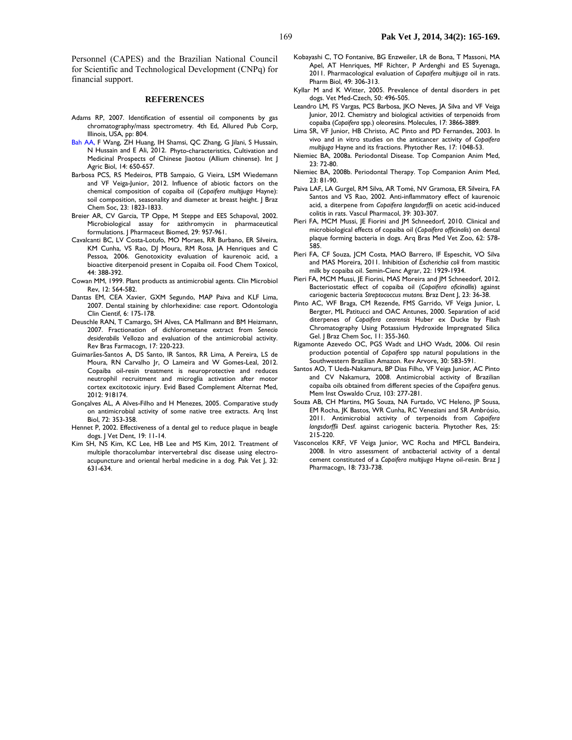Personnel (CAPES) and the Brazilian National Council for Scientific and Technological Development (CNPq) for financial support.

## REFERENCES

Adams RP, 2007. Identification of essential oil components by gas chromatography/mass spectrometry. 4th Ed, Allured Pub Corp, Illinois, USA, pp: 804.

Bah AA, F Wang, ZH Huang, IH Shamsi, QC Zhang, G Jilani, S Hussain, N Hussain and E Ali, 2012. Phyto-characteristics, Cultivation and Medicinal Prospects of Chinese Jiaotou (Allium chinense). Int J Agric Biol, 14: 650-657.

Barbosa PCS, RS Medeiros, PTB Sampaio, G Vieira, LSM Wiedemann and VF Veiga-Junior, 2012. Influence of abiotic factors on the chemical composition of copaiba oil (*Copaifera multijuga* Hayne): soil composition, seasonality and diameter at breast height. J Braz Chem Soc, 23: 1823-1833.

Breier AR, CV Garcia, TP Oppe, M Steppe and EES Schapoval, 2002. Microbiological assay for azithromycin in pharmaceutical formulations. J Pharmaceut Biomed, 29: 957-961.

Cavalcanti BC, LV Costa-Lotufo, MO Moraes, RR Burbano, ER Silveira, KM Cunha, VS Rao, DJ Moura, RM Rosa, JA Henriques and C Pessoa, 2006. Genotoxicity evaluation of kaurenoic acid, a bioactive diterpenoid present in Copaiba oil. Food Chem Toxicol, 44: 388-392.

Cowan MM, 1999. Plant products as antimicrobial agents. Clin Microbiol Rev, 12: 564-582.

Dantas EM, CEA Xavier, GXM Segundo, MAP Paiva and KLF Lima, 2007. Dental staining by chlorhexidine: case report. Odontologia Clin Cientif, 6: 175-178.

Deuschle RAN, T Camargo, SH Alves, CA Mallmann and BM Heizmann, 2007. Fractionation of dichlorometane extract from *Senecio desiderabilis* Vellozo and evaluation of the antimicrobial activity. Rev Bras Farmacogn, 17: 220-223.

Guimarães-Santos A, DS Santo, IR Santos, RR Lima, A Pereira, LS de Moura, RN Carvalho Jr, O Lameira and W Gomes-Leal, 2012. Copaiba oil-resin treatment is neuroprotective and reduces neutrophil recruitment and microglia activation after motor cortex excitotoxic injury. Evid Based Complement Alternat Med, 2012: 918174.

Gonçalves AL, A Alves-Filho and H Menezes, 2005. Comparative study on antimicrobial activity of some native tree extracts. Arq Inst Biol, 72: 353-358.

Hennet P, 2002. Effectiveness of a dental gel to reduce plaque in beagle dogs. J Vet Dent, 19: 11-14.

Kim SH, NS Kim, KC Lee, HB Lee and MS Kim, 2012. Treatment of multiple thoracolumbar intervertebral disc disease using electro-acupuncture and oriental herbal medicine in a dog. Pak Vet J, 32: 631-634.

Kobayashi C, TO Fontanive, BG Enzweiler, LR de Bona, T Massoni, MA Apel, AT Henriques, MF Richter, P Ardenghi and ES Suyenaga, 2011. Pharmacological evaluation of *Copaifera multijuga* oil in rats. Pharm Biol, 49: 306-313.

Kyllar M and K Witter, 2005. Prevalence of dental disorders in pet dogs. Vet Med-Czech, 50: 496-505.

Leandro LM, FS Vargas, PCS Barbosa, JKO Neves, JA Silva and VF Veiga Junior, 2012. Chemistry and biological activities of terpenoids from copaiba (*Copaifera* spp.) oleoresins. Molecules, 17: 3866-3889.

Lima SR, VF Junior, HB Christo, AC Pinto and PD Fernandes, 2003. In vivo and in vitro studies on the anticancer activity of *Copaifera multijuga* Hayne and its fractions. Phytother Res, 17: 1048-53.

Niemiec BA, 2008a. Periodontal Disease. Top Companion Anim Med, 23: 72-80.

Niemiec BA, 2008b. Periodontal Therapy. Top Companion Anim Med, 23: 81-90.

Paiva LAF, LA Gurgel, RM Silva, AR Tomé, NV Gramosa, ER Silveira, FA Santos and VS Rao, 2002. Anti-inflammatory effect of kaurenoic acid, a diterpene from *Copaifera langsdorffii* on acetic acid-induced colitis in rats. Vascul Pharmacol, 39: 303-307.

Pieri FA, MCM Mussi, JE Fiorini and JM Schneedorf, 2010. Clinical and microbiological effects of copaiba oil (*Copaifera officinalis*) on dental plaque forming bacteria in dogs. Arq Bras Med Vet Zoo, 62: 578-585.

Pieri FA, CF Souza, JCM Costa, MAO Barrero, IF Espeschit, VO Silva and MAS Moreira, 2011. Inhibition of *Escherichia coli* from mastitic milk by copaiba oil. Semin-Cienc Agrar, 22: 1929-1934.

Pieri FA, MCM Mussi, JE Fiorini, MAS Moreira and JM Schneedorf, 2012. Bacteriostatic effect of copaiba oil (*Copaifera oficinallis*) against cariogenic bacteria *Streptococcus mutans*. Braz Dent J, 23: 36-38.

Pinto AC, WF Braga, CM Rezende, FMS Garrido, VF Veiga Junior, L Bergter, ML Patitucci and OAC Antunes, 2000. Separation of acid diterpenes of *Copaifera cearensis* Huber ex Ducke by Flash Chromatography Using Potassium Hydroxide Impregnated Silica Gel. J Braz Chem Soc, 11: 355-360.

Rigamonte Azevedo OC, PGS Wadt and LHO Wadt, 2006. Oil resin production potential of *Copaifera* spp natural populations in the Southwestern Brazilian Amazon. Rev Arvore, 30: 583-591.

Santos AO, T Ueda-Nakamura, BP Dias Filho, VF Veiga Junior, AC Pinto and CV Nakamura, 2008. Antimicrobial activity of Brazilian copaíba oils obtained from different species of the *Copaifera* genus. Mem Inst Oswaldo Cruz, 103: 277-281.

Souza AB, CH Martins, MG Souza, NA Furtado, VC Heleno, JP Sousa, EM Rocha, JK Bastos, WR Cunha, RC Veneziani and SR Ambrósio, 2011. Antimicrobial activity of terpenoids from *Copaifera langsdorffii* Desf. against cariogenic bacteria. Phytother Res, 25: 215-220.

Vasconcelos KRF, VF Veiga Junior, WC Rocha and MFCL Bandeira, 2008. In vitro assessment of antibacterial activity of a dental cement constituted of a *Copaifera multijuga* Hayne oil-resin. Braz J Pharmacogn, 18: 733-738.